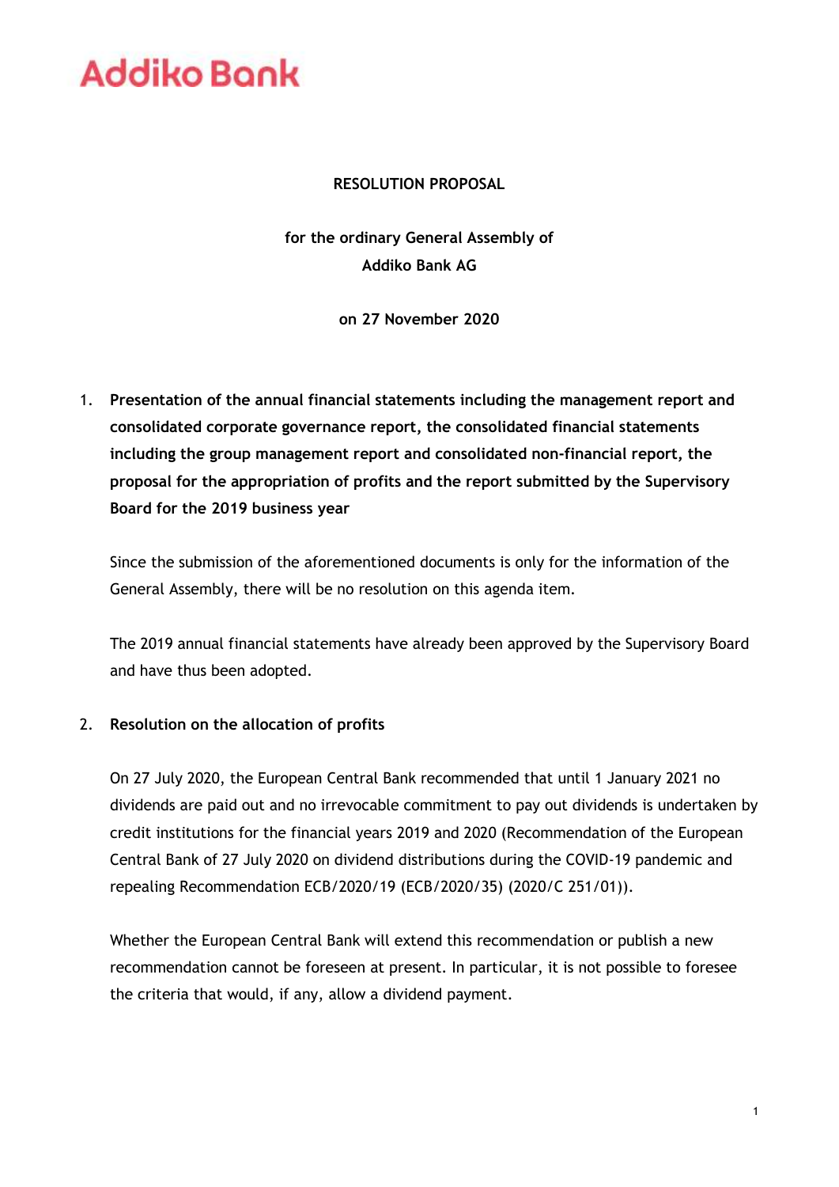Addiko Bank

# RESOLUTION PROPOSAL

**for the ordinary General Assembly of**
**Addiko Bank AG**

**on 27 November 2020**

1. **Presentation of the annual financial statements including the management report and consolidated corporate governance report, the consolidated financial statements including the group management report and consolidated non-financial report, the proposal for the appropriation of profits and the report submitted by the Supervisory Board for the 2019 business year**

   Since the submission of the aforementioned documents is only for the information of the General Assembly, there will be no resolution on this agenda item.

   The 2019 annual financial statements have already been approved by the Supervisory Board and have thus been adopted.

2. **Resolution on the allocation of profits**

   On 27 July 2020, the European Central Bank recommended that until 1 January 2021 no dividends are paid out and no irrevocable commitment to pay out dividends is undertaken by credit institutions for the financial years 2019 and 2020 (Recommendation of the European Central Bank of 27 July 2020 on dividend distributions during the COVID-19 pandemic and repealing Recommendation ECB/2020/19 (ECB/2020/35) (2020/C 251/01)).

   Whether the European Central Bank will extend this recommendation or publish a new recommendation cannot be foreseen at present. In particular, it is not possible to foresee the criteria that would, if any, allow a dividend payment.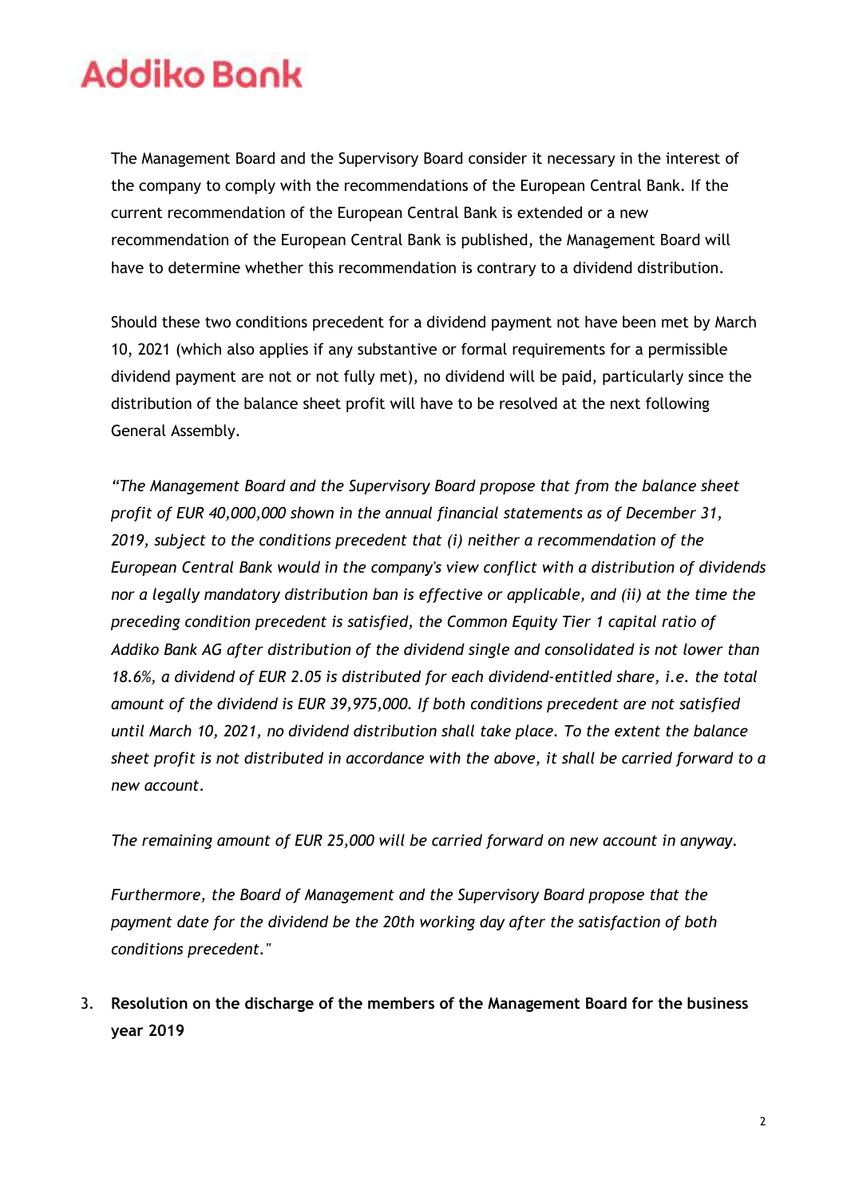The Management Board and the Supervisory Board consider it necessary in the interest of the company to comply with the recommendations of the European Central Bank. If the current recommendation of the European Central Bank is extended or a new recommendation of the European Central Bank is published, the Management Board will have to determine whether this recommendation is contrary to a dividend distribution.

Should these two conditions precedent for a dividend payment not have been met by March 10, 2021 (which also applies if any substantive or formal requirements for a permissible dividend payment are not or not fully met), no dividend will be paid, particularly since the distribution of the balance sheet profit will have to be resolved at the next following General Assembly.

*"The Management Board and the Supervisory Board propose that from the balance sheet profit of EUR 40,000,000 shown in the annual financial statements as of December 31, 2019, subject to the conditions precedent that (i) neither a recommendation of the European Central Bank would in the company's view conflict with a distribution of dividends nor a legally mandatory distribution ban is effective or applicable, and (ii) at the time the preceding condition precedent is satisfied, the Common Equity Tier 1 capital ratio of Addiko Bank AG after distribution of the dividend single and consolidated is not lower than 18.6%, a dividend of EUR 2.05 is distributed for each dividend-entitled share, i.e. the total amount of the dividend is EUR 39,975,000. If both conditions precedent are not satisfied until March 10, 2021, no dividend distribution shall take place. To the extent the balance sheet profit is not distributed in accordance with the above, it shall be carried forward to a new account.*

*The remaining amount of EUR 25,000 will be carried forward on new account in anyway.*

*Furthermore, the Board of Management and the Supervisory Board propose that the payment date for the dividend be the 20th working day after the satisfaction of both conditions precedent."*

3. **Resolution on the discharge of the members of the Management Board for the business year 2019**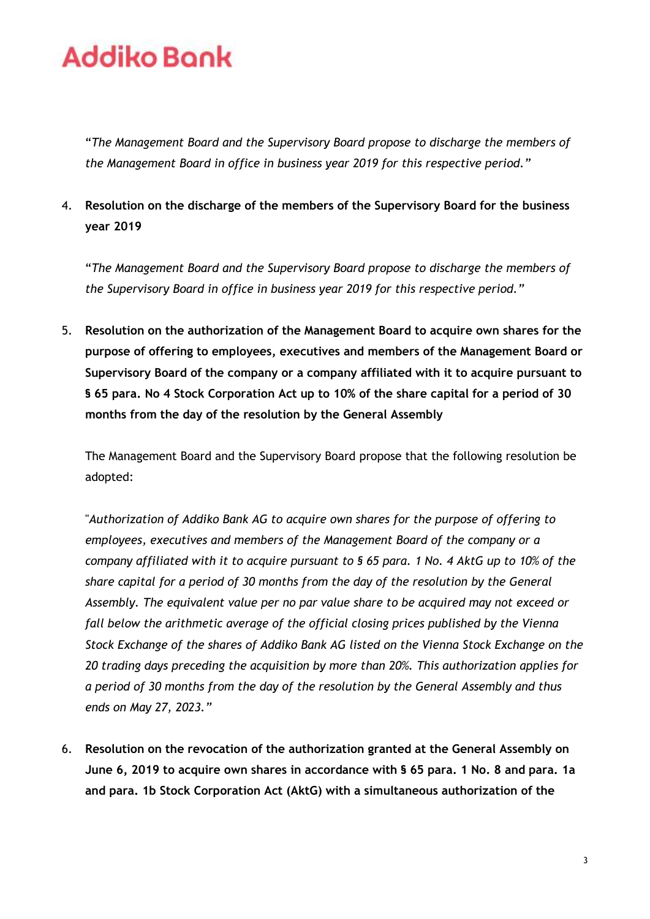"*The Management Board and the Supervisory Board propose to discharge the members of the Management Board in office in business year 2019 for this respective period.*"

4. **Resolution on the discharge of the members of the Supervisory Board for the business year 2019**

   "*The Management Board and the Supervisory Board propose to discharge the members of the Supervisory Board in office in business year 2019 for this respective period.*"

5. **Resolution on the authorization of the Management Board to acquire own shares for the purpose of offering to employees, executives and members of the Management Board or Supervisory Board of the company or a company affiliated with it to acquire pursuant to § 65 para. No 4 Stock Corporation Act up to 10% of the share capital for a period of 30 months from the day of the resolution by the General Assembly**

   The Management Board and the Supervisory Board propose that the following resolution be adopted:

   "*Authorization of Addiko Bank AG to acquire own shares for the purpose of offering to employees, executives and members of the Management Board of the company or a company affiliated with it to acquire pursuant to § 65 para. 1 No. 4 AktG up to 10% of the share capital for a period of 30 months from the day of the resolution by the General Assembly. The equivalent value per no par value share to be acquired may not exceed or fall below the arithmetic average of the official closing prices published by the Vienna Stock Exchange of the shares of Addiko Bank AG listed on the Vienna Stock Exchange on the 20 trading days preceding the acquisition by more than 20%. This authorization applies for a period of 30 months from the day of the resolution by the General Assembly and thus ends on May 27, 2023.*"

6. **Resolution on the revocation of the authorization granted at the General Assembly on June 6, 2019 to acquire own shares in accordance with § 65 para. 1 No. 8 and para. 1a and para. 1b Stock Corporation Act (AktG) with a simultaneous authorization of the**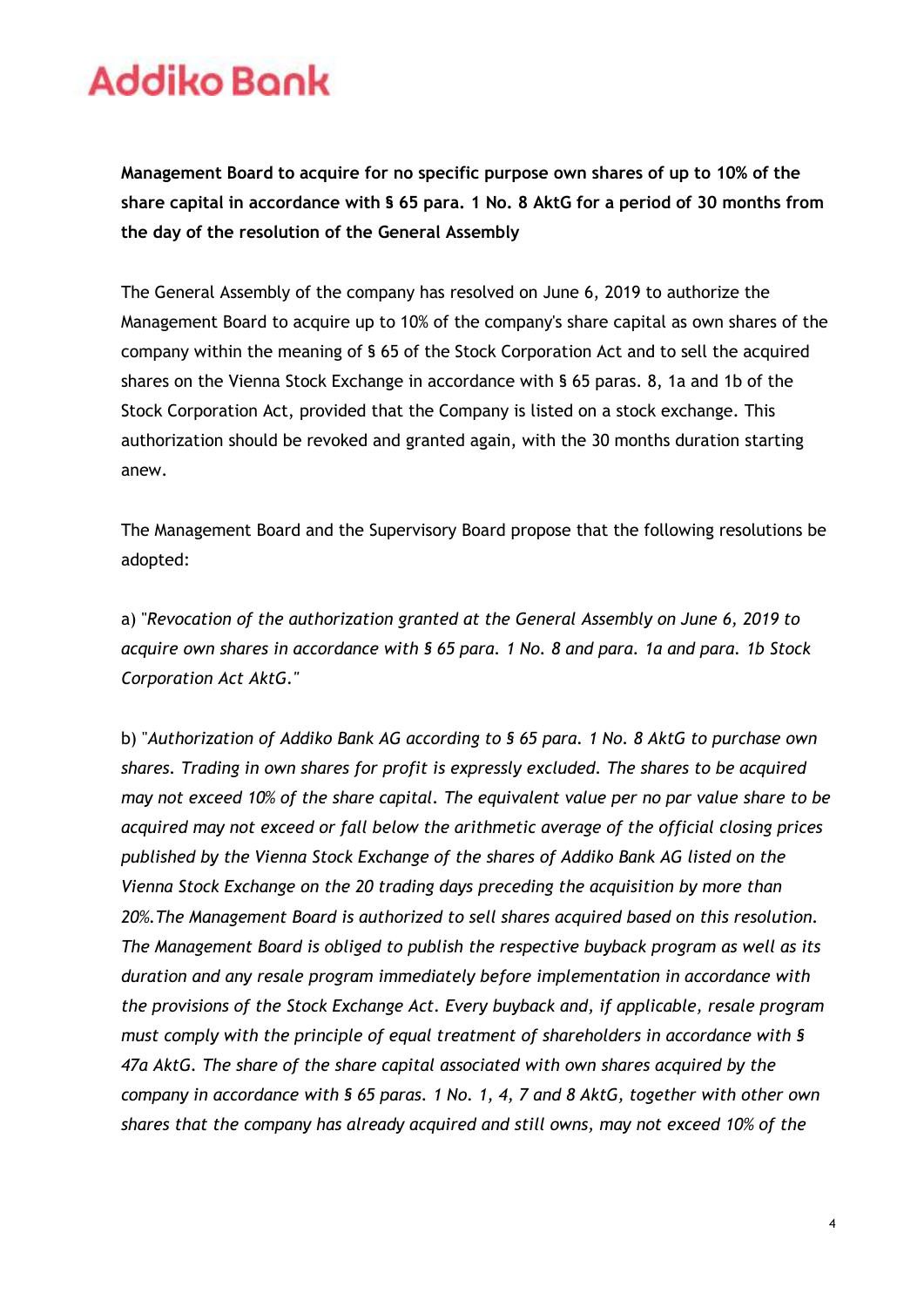**Management Board to acquire for no specific purpose own shares of up to 10% of the share capital in accordance with § 65 para. 1 No. 8 AktG for a period of 30 months from the day of the resolution of the General Assembly**

The General Assembly of the company has resolved on June 6, 2019 to authorize the Management Board to acquire up to 10% of the company's share capital as own shares of the company within the meaning of § 65 of the Stock Corporation Act and to sell the acquired shares on the Vienna Stock Exchange in accordance with § 65 paras. 8, 1a and 1b of the Stock Corporation Act, provided that the Company is listed on a stock exchange. This authorization should be revoked and granted again, with the 30 months duration starting anew.

The Management Board and the Supervisory Board propose that the following resolutions be adopted:

a) "*Revocation of the authorization granted at the General Assembly on June 6, 2019 to acquire own shares in accordance with § 65 para. 1 No. 8 and para. 1a and para. 1b Stock Corporation Act AktG.*"

b) "*Authorization of Addiko Bank AG according to § 65 para. 1 No. 8 AktG to purchase own shares. Trading in own shares for profit is expressly excluded. The shares to be acquired may not exceed 10% of the share capital. The equivalent value per no par value share to be acquired may not exceed or fall below the arithmetic average of the official closing prices published by the Vienna Stock Exchange of the shares of Addiko Bank AG listed on the Vienna Stock Exchange on the 20 trading days preceding the acquisition by more than 20%.The Management Board is authorized to sell shares acquired based on this resolution. The Management Board is obliged to publish the respective buyback program as well as its duration and any resale program immediately before implementation in accordance with the provisions of the Stock Exchange Act. Every buyback and, if applicable, resale program must comply with the principle of equal treatment of shareholders in accordance with § 47a AktG. The share of the share capital associated with own shares acquired by the company in accordance with § 65 paras. 1 No. 1, 4, 7 and 8 AktG, together with other own shares that the company has already acquired and still owns, may not exceed 10% of the*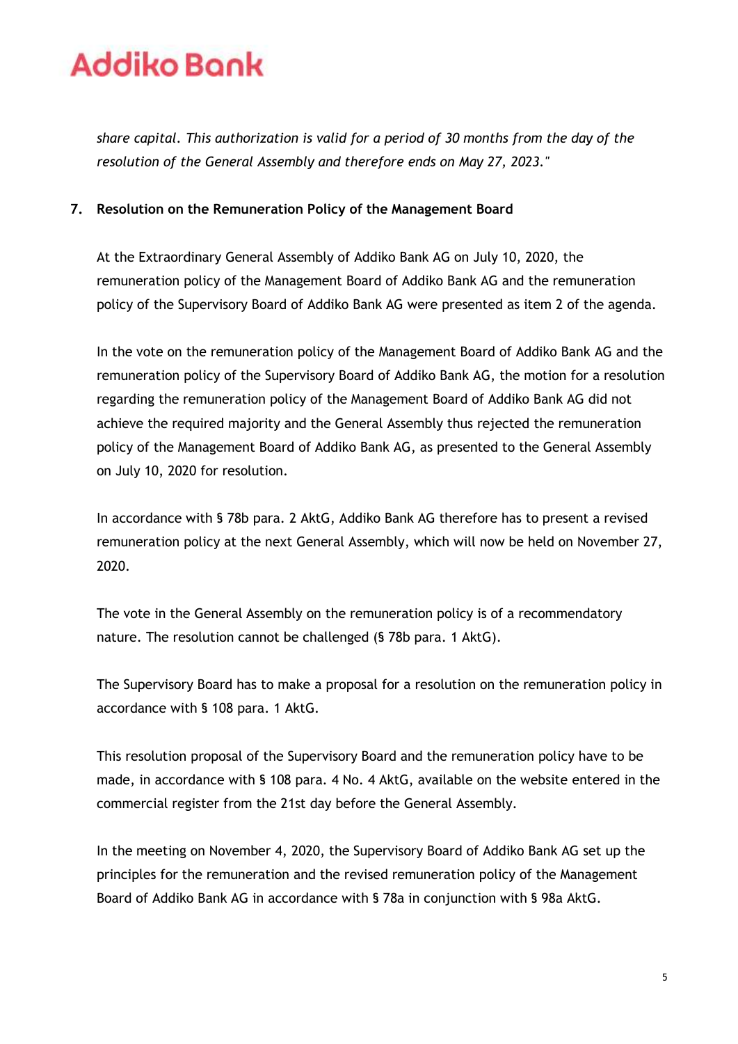*share capital. This authorization is valid for a period of 30 months from the day of the resolution of the General Assembly and therefore ends on May 27, 2023."*

**7. Resolution on the Remuneration Policy of the Management Board**

At the Extraordinary General Assembly of Addiko Bank AG on July 10, 2020, the remuneration policy of the Management Board of Addiko Bank AG and the remuneration policy of the Supervisory Board of Addiko Bank AG were presented as item 2 of the agenda.

In the vote on the remuneration policy of the Management Board of Addiko Bank AG and the remuneration policy of the Supervisory Board of Addiko Bank AG, the motion for a resolution regarding the remuneration policy of the Management Board of Addiko Bank AG did not achieve the required majority and the General Assembly thus rejected the remuneration policy of the Management Board of Addiko Bank AG, as presented to the General Assembly on July 10, 2020 for resolution.

In accordance with § 78b para. 2 AktG, Addiko Bank AG therefore has to present a revised remuneration policy at the next General Assembly, which will now be held on November 27, 2020.

The vote in the General Assembly on the remuneration policy is of a recommendatory nature. The resolution cannot be challenged (§ 78b para. 1 AktG).

The Supervisory Board has to make a proposal for a resolution on the remuneration policy in accordance with § 108 para. 1 AktG.

This resolution proposal of the Supervisory Board and the remuneration policy have to be made, in accordance with § 108 para. 4 No. 4 AktG, available on the website entered in the commercial register from the 21st day before the General Assembly.

In the meeting on November 4, 2020, the Supervisory Board of Addiko Bank AG set up the principles for the remuneration and the revised remuneration policy of the Management Board of Addiko Bank AG in accordance with § 78a in conjunction with § 98a AktG.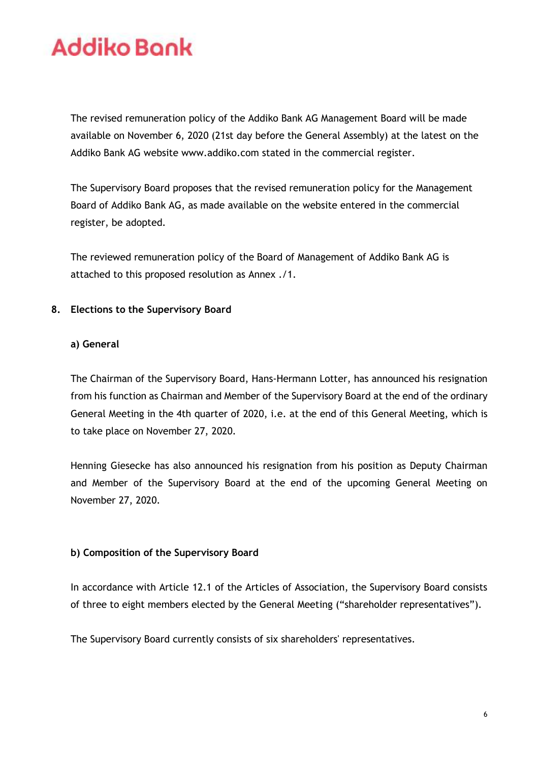The revised remuneration policy of the Addiko Bank AG Management Board will be made available on November 6, 2020 (21st day before the General Assembly) at the latest on the Addiko Bank AG website www.addiko.com stated in the commercial register.

The Supervisory Board proposes that the revised remuneration policy for the Management Board of Addiko Bank AG, as made available on the website entered in the commercial register, be adopted.

The reviewed remuneration policy of the Board of Management of Addiko Bank AG is attached to this proposed resolution as Annex ./1.

## 8. Elections to the Supervisory Board

### a) General

The Chairman of the Supervisory Board, Hans-Hermann Lotter, has announced his resignation from his function as Chairman and Member of the Supervisory Board at the end of the ordinary General Meeting in the 4th quarter of 2020, i.e. at the end of this General Meeting, which is to take place on November 27, 2020.

Henning Giesecke has also announced his resignation from his position as Deputy Chairman and Member of the Supervisory Board at the end of the upcoming General Meeting on November 27, 2020.

### b) Composition of the Supervisory Board

In accordance with Article 12.1 of the Articles of Association, the Supervisory Board consists of three to eight members elected by the General Meeting ("shareholder representatives").

The Supervisory Board currently consists of six shareholders' representatives.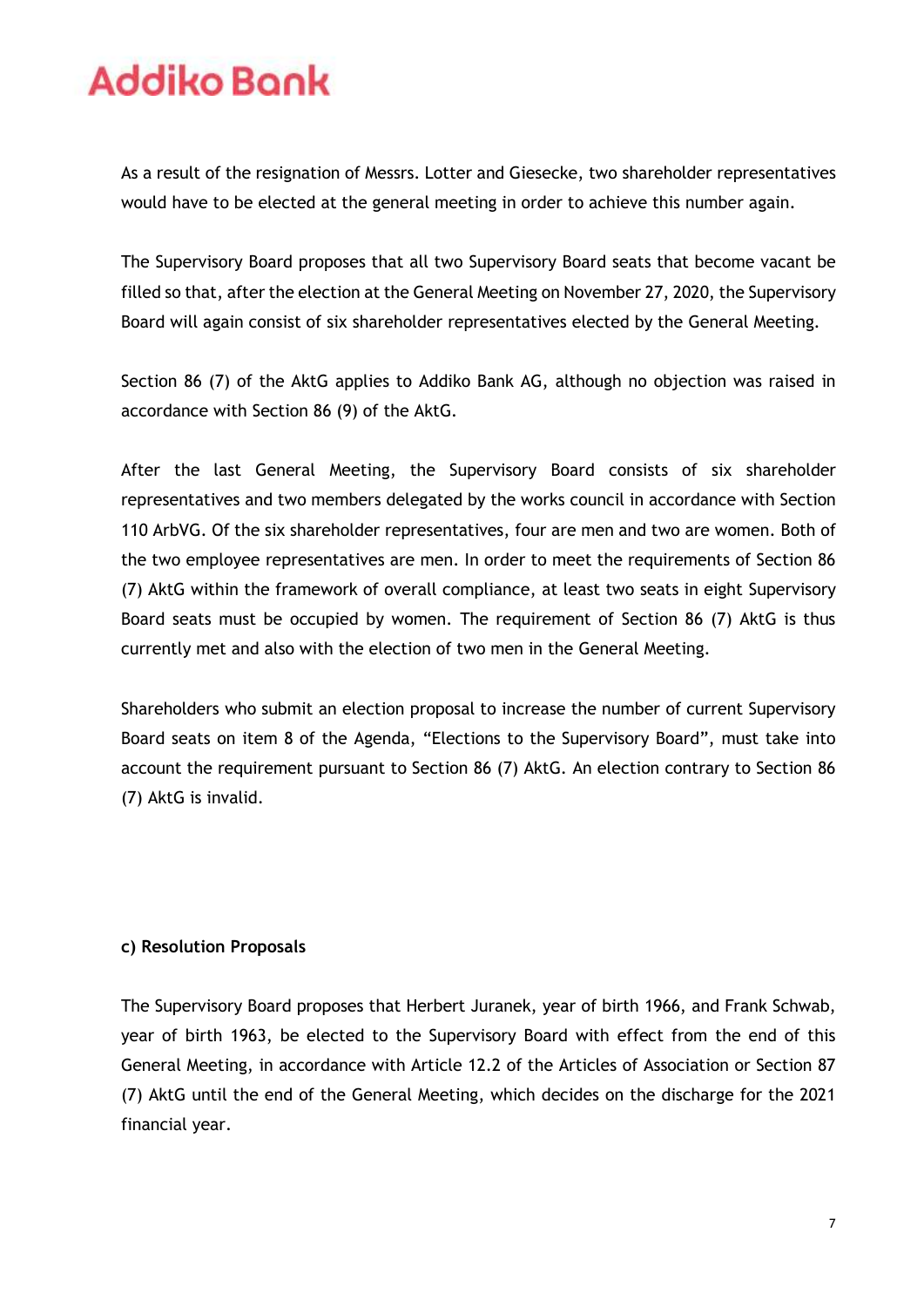As a result of the resignation of Messrs. Lotter and Giesecke, two shareholder representatives would have to be elected at the general meeting in order to achieve this number again.

The Supervisory Board proposes that all two Supervisory Board seats that become vacant be filled so that, after the election at the General Meeting on November 27, 2020, the Supervisory Board will again consist of six shareholder representatives elected by the General Meeting.

Section 86 (7) of the AktG applies to Addiko Bank AG, although no objection was raised in accordance with Section 86 (9) of the AktG.

After the last General Meeting, the Supervisory Board consists of six shareholder representatives and two members delegated by the works council in accordance with Section 110 ArbVG. Of the six shareholder representatives, four are men and two are women. Both of the two employee representatives are men. In order to meet the requirements of Section 86 (7) AktG within the framework of overall compliance, at least two seats in eight Supervisory Board seats must be occupied by women. The requirement of Section 86 (7) AktG is thus currently met and also with the election of two men in the General Meeting.

Shareholders who submit an election proposal to increase the number of current Supervisory Board seats on item 8 of the Agenda, "Elections to the Supervisory Board", must take into account the requirement pursuant to Section 86 (7) AktG. An election contrary to Section 86 (7) AktG is invalid.

**c) Resolution Proposals**

The Supervisory Board proposes that Herbert Juranek, year of birth 1966, and Frank Schwab, year of birth 1963, be elected to the Supervisory Board with effect from the end of this General Meeting, in accordance with Article 12.2 of the Articles of Association or Section 87 (7) AktG until the end of the General Meeting, which decides on the discharge for the 2021 financial year.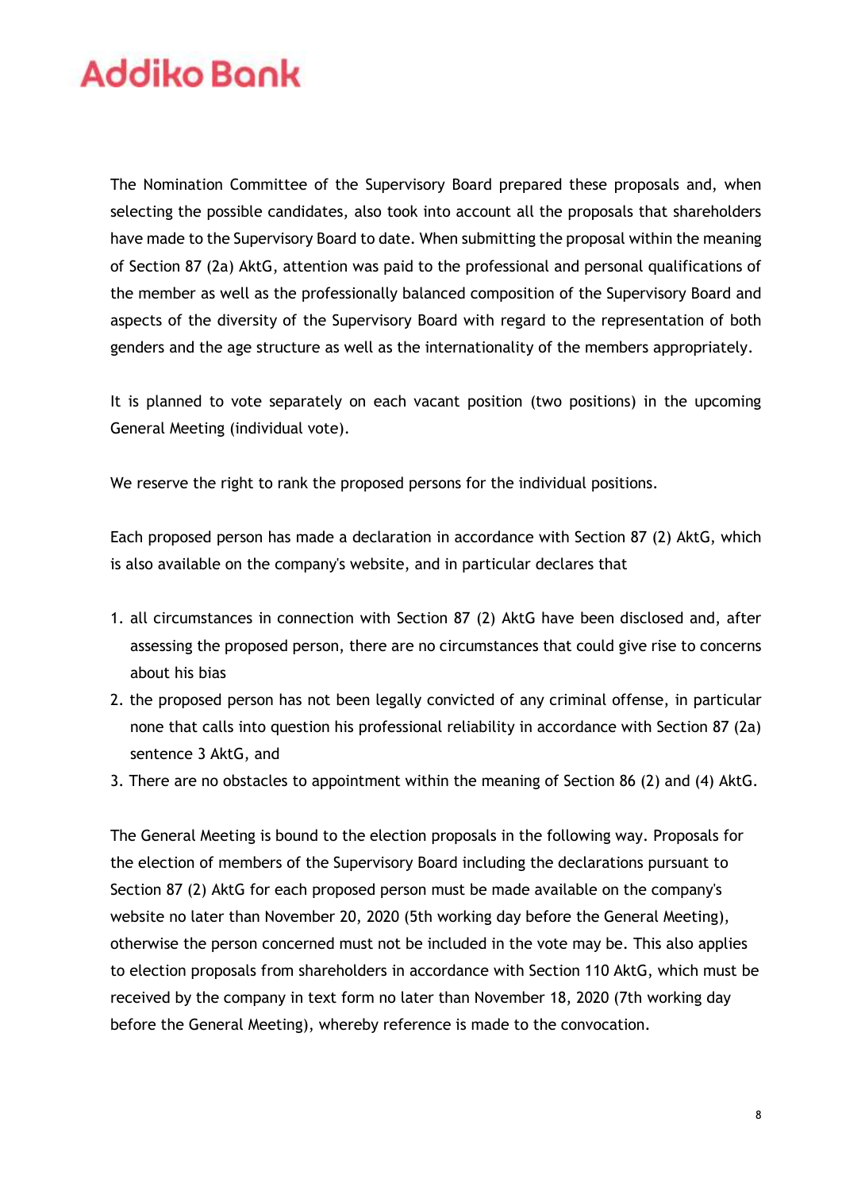The Nomination Committee of the Supervisory Board prepared these proposals and, when selecting the possible candidates, also took into account all the proposals that shareholders have made to the Supervisory Board to date. When submitting the proposal within the meaning of Section 87 (2a) AktG, attention was paid to the professional and personal qualifications of the member as well as the professionally balanced composition of the Supervisory Board and aspects of the diversity of the Supervisory Board with regard to the representation of both genders and the age structure as well as the internationality of the members appropriately.

It is planned to vote separately on each vacant position (two positions) in the upcoming General Meeting (individual vote).

We reserve the right to rank the proposed persons for the individual positions.

Each proposed person has made a declaration in accordance with Section 87 (2) AktG, which is also available on the company's website, and in particular declares that

1. all circumstances in connection with Section 87 (2) AktG have been disclosed and, after assessing the proposed person, there are no circumstances that could give rise to concerns about his bias
2. the proposed person has not been legally convicted of any criminal offense, in particular none that calls into question his professional reliability in accordance with Section 87 (2a) sentence 3 AktG, and
3. There are no obstacles to appointment within the meaning of Section 86 (2) and (4) AktG.

The General Meeting is bound to the election proposals in the following way. Proposals for the election of members of the Supervisory Board including the declarations pursuant to Section 87 (2) AktG for each proposed person must be made available on the company's website no later than November 20, 2020 (5th working day before the General Meeting), otherwise the person concerned must not be included in the vote may be. This also applies to election proposals from shareholders in accordance with Section 110 AktG, which must be received by the company in text form no later than November 18, 2020 (7th working day before the General Meeting), whereby reference is made to the convocation.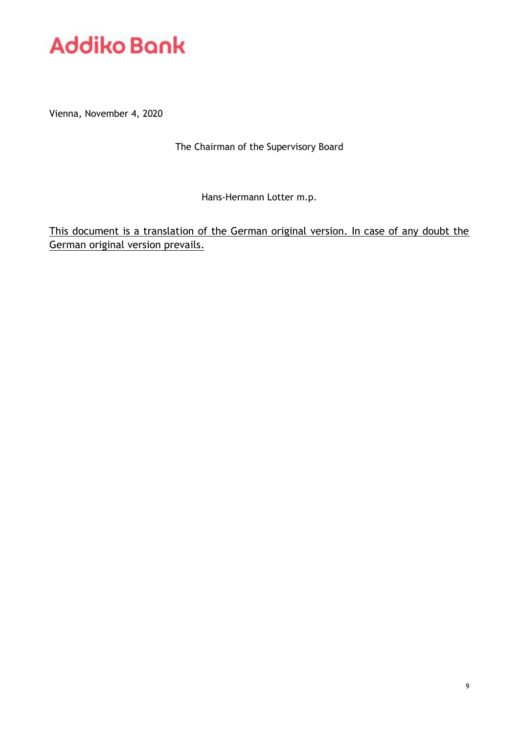Vienna, November 4, 2020

The Chairman of the Supervisory Board

Hans-Hermann Lotter m.p.

This document is a translation of the German original version. In case of any doubt the German original version prevails.